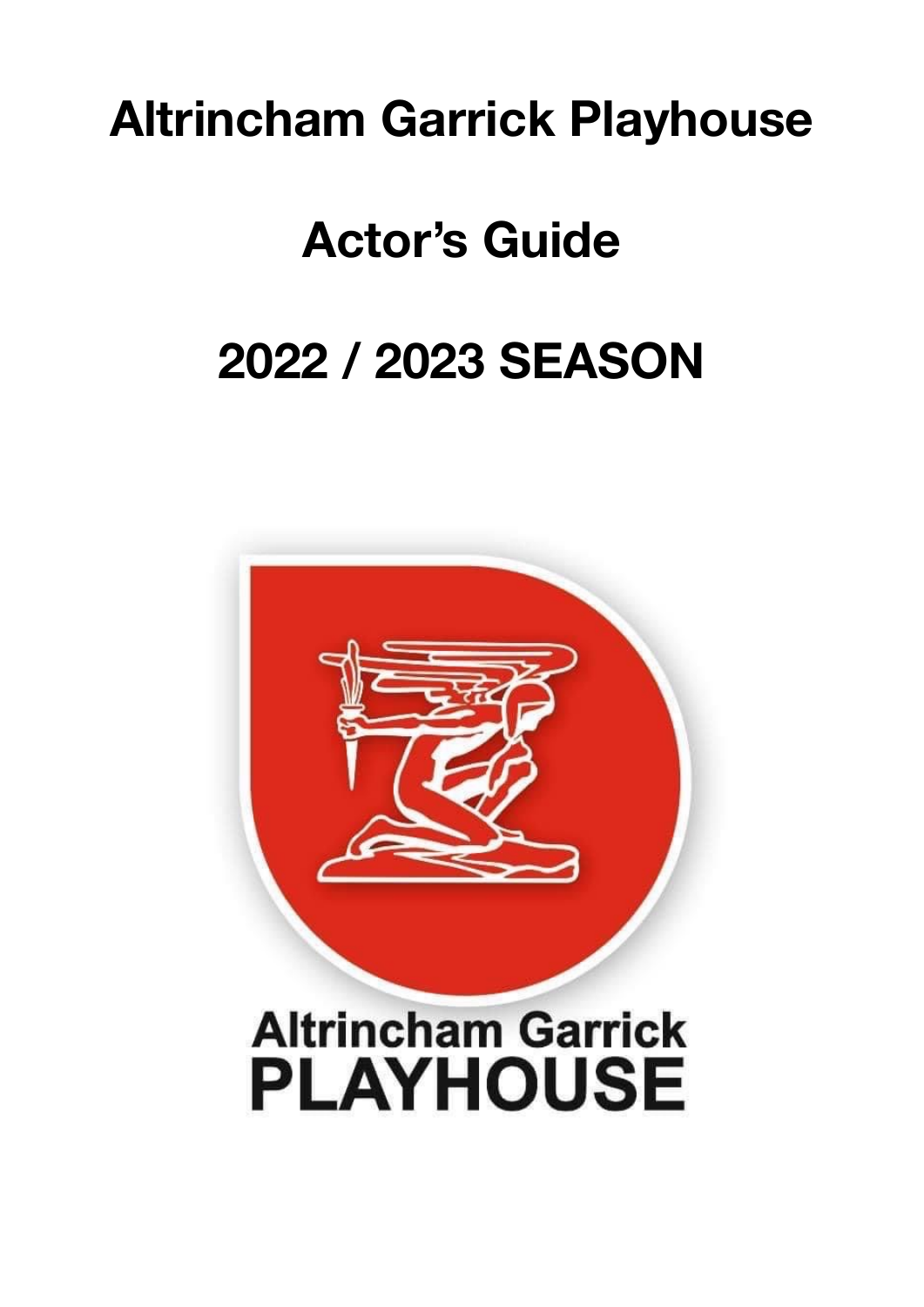# Altrincham Garrick Playhouse

# Actor's Guide

# 2022 / 2023 SEASON

Altrincham Garrick
PLAYHOUSE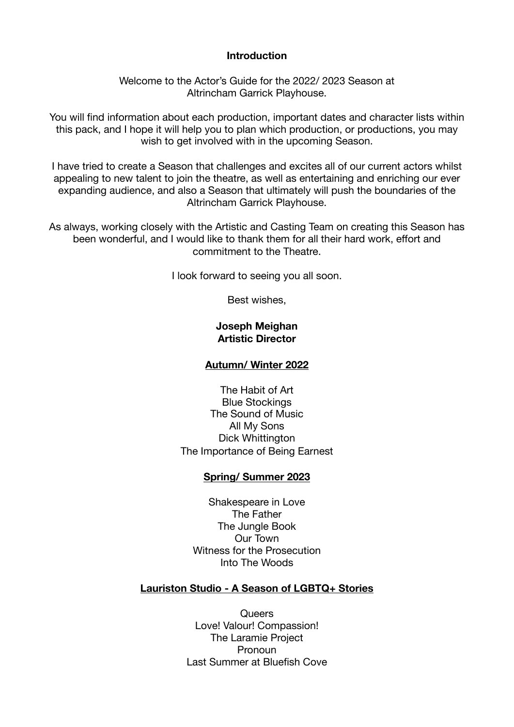## Introduction

Welcome to the Actor's Guide for the 2022/ 2023 Season at Altrincham Garrick Playhouse.

You will find information about each production, important dates and character lists within this pack, and I hope it will help you to plan which production, or productions, you may wish to get involved with in the upcoming Season.

I have tried to create a Season that challenges and excites all of our current actors whilst appealing to new talent to join the theatre, as well as entertaining and enriching our ever expanding audience, and also a Season that ultimately will push the boundaries of the Altrincham Garrick Playhouse.

As always, working closely with the Artistic and Casting Team on creating this Season has been wonderful, and I would like to thank them for all their hard work, effort and commitment to the Theatre.

I look forward to seeing you all soon.

Best wishes,

**Joseph Meighan**
**Artistic Director**

### Autumn/ Winter 2022

The Habit of Art
Blue Stockings
The Sound of Music
All My Sons
Dick Whittington
The Importance of Being Earnest

### Spring/ Summer 2023

Shakespeare in Love
The Father
The Jungle Book
Our Town
Witness for the Prosecution
Into The Woods

### Lauriston Studio - A Season of LGBTQ+ Stories

Queers
Love! Valour! Compassion!
The Laramie Project
Pronoun
Last Summer at Bluefish Cove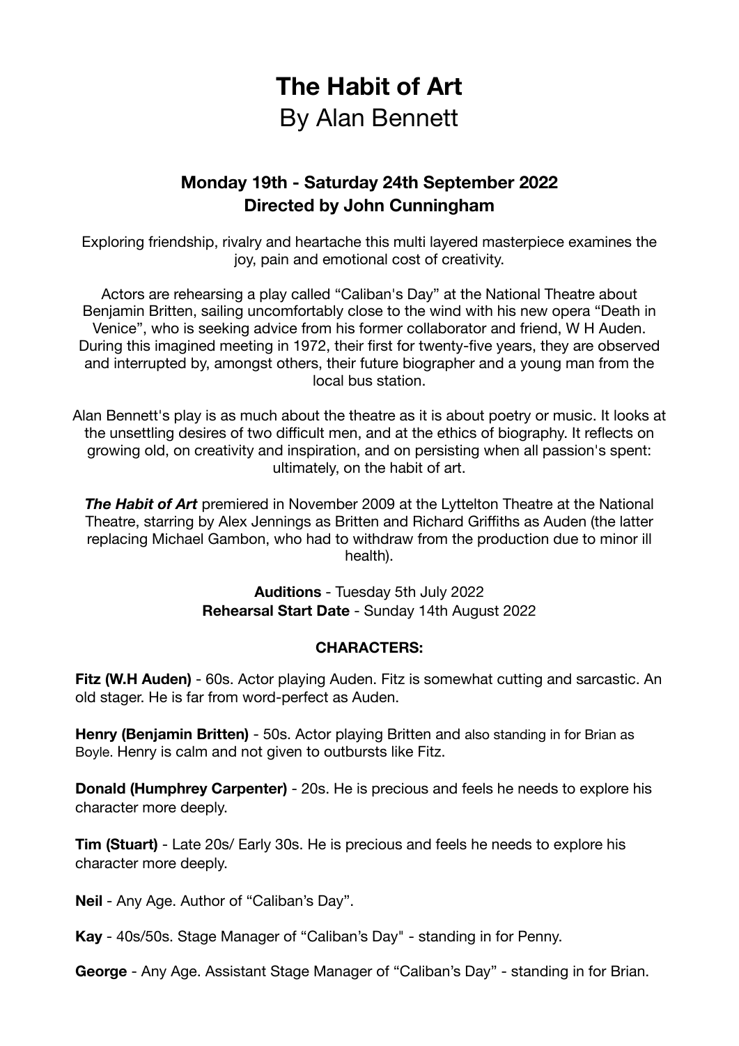# The Habit of Art

By Alan Bennett

### Monday 19th - Saturday 24th September 2022
### Directed by John Cunningham

Exploring friendship, rivalry and heartache this multi layered masterpiece examines the joy, pain and emotional cost of creativity.

Actors are rehearsing a play called "Caliban's Day" at the National Theatre about Benjamin Britten, sailing uncomfortably close to the wind with his new opera "Death in Venice", who is seeking advice from his former collaborator and friend, W H Auden. During this imagined meeting in 1972, their first for twenty-five years, they are observed and interrupted by, amongst others, their future biographer and a young man from the local bus station.

Alan Bennett's play is as much about the theatre as it is about poetry or music. It looks at the unsettling desires of two difficult men, and at the ethics of biography. It reflects on growing old, on creativity and inspiration, and on persisting when all passion's spent: ultimately, on the habit of art.

***The Habit of Art*** premiered in November 2009 at the Lyttelton Theatre at the National Theatre, starring by Alex Jennings as Britten and Richard Griffiths as Auden (the latter replacing Michael Gambon, who had to withdraw from the production due to minor ill health).

**Auditions** - Tuesday 5th July 2022
**Rehearsal Start Date** - Sunday 14th August 2022

**CHARACTERS:**

**Fitz (W.H Auden)** - 60s. Actor playing Auden. Fitz is somewhat cutting and sarcastic. An old stager. He is far from word-perfect as Auden.

**Henry (Benjamin Britten)** - 50s. Actor playing Britten and also standing in for Brian as Boyle. Henry is calm and not given to outbursts like Fitz.

**Donald (Humphrey Carpenter)** - 20s. He is precious and feels he needs to explore his character more deeply.

**Tim (Stuart)** - Late 20s/ Early 30s. He is precious and feels he needs to explore his character more deeply.

**Neil** - Any Age. Author of "Caliban's Day".

**Kay** - 40s/50s. Stage Manager of "Caliban's Day" - standing in for Penny.

**George** - Any Age. Assistant Stage Manager of "Caliban's Day" - standing in for Brian.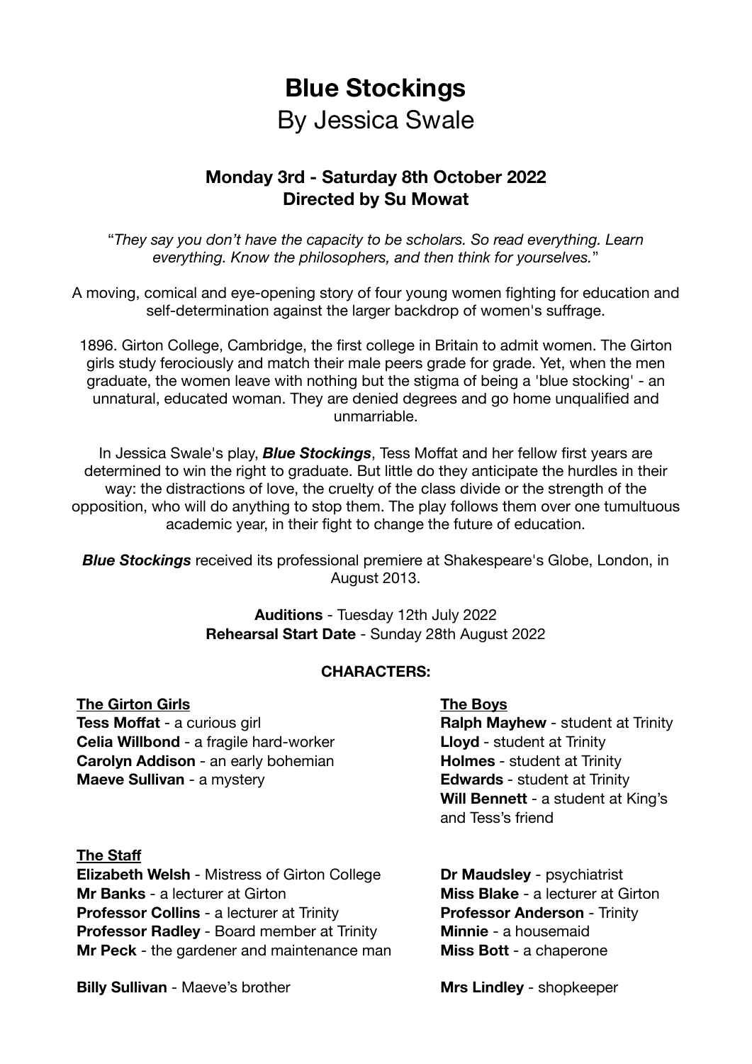# Blue Stockings

## By Jessica Swale

### Monday 3rd - Saturday 8th October 2022
### Directed by Su Mowat

*"They say you don't have the capacity to be scholars. So read everything. Learn everything. Know the philosophers, and then think for yourselves."*

A moving, comical and eye-opening story of four young women fighting for education and self-determination against the larger backdrop of women's suffrage.

1896. Girton College, Cambridge, the first college in Britain to admit women. The Girton girls study ferociously and match their male peers grade for grade. Yet, when the men graduate, the women leave with nothing but the stigma of being a 'blue stocking' - an unnatural, educated woman. They are denied degrees and go home unqualified and unmarriable.

In Jessica Swale's play, ***Blue Stockings***, Tess Moffat and her fellow first years are determined to win the right to graduate. But little do they anticipate the hurdles in their way: the distractions of love, the cruelty of the class divide or the strength of the opposition, who will do anything to stop them. The play follows them over one tumultuous academic year, in their fight to change the future of education.

***Blue Stockings*** received its professional premiere at Shakespeare's Globe, London, in August 2013.

**Auditions** - Tuesday 12th July 2022
**Rehearsal Start Date** - Sunday 28th August 2022

**CHARACTERS:**

**The Girton Girls**

**Tess Moffat** - a curious girl
**Celia Willbond** - a fragile hard-worker
**Carolyn Addison** - an early bohemian
**Maeve Sullivan** - a mystery

**The Boys**

**Ralph Mayhew** - student at Trinity
**Lloyd** - student at Trinity
**Holmes** - student at Trinity
**Edwards** - student at Trinity
**Will Bennett** - a student at King's and Tess's friend

**The Staff**

**Elizabeth Welsh** - Mistress of Girton College
**Mr Banks** - a lecturer at Girton
**Professor Collins** - a lecturer at Trinity
**Professor Radley** - Board member at Trinity
**Mr Peck** - the gardener and maintenance man

**Dr Maudsley** - psychiatrist
**Miss Blake** - a lecturer at Girton
**Professor Anderson** - Trinity
**Minnie** - a housemaid
**Miss Bott** - a chaperone

**Billy Sullivan** - Maeve's brother

**Mrs Lindley** - shopkeeper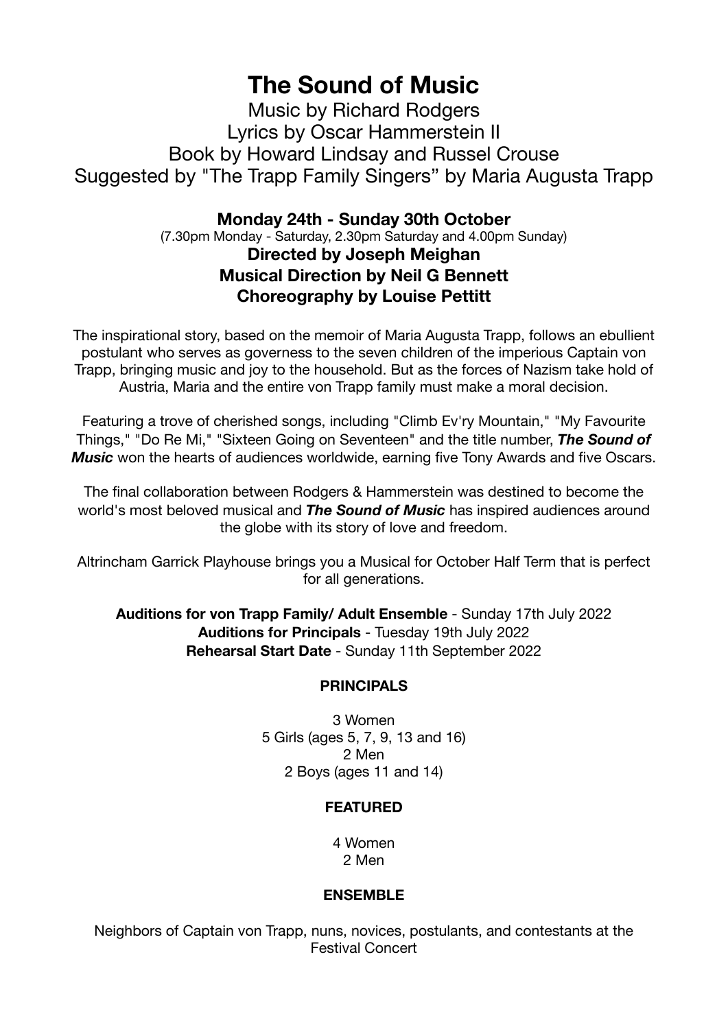# The Sound of Music

Music by Richard Rodgers
Lyrics by Oscar Hammerstein II
Book by Howard Lindsay and Russel Crouse
Suggested by "The Trapp Family Singers" by Maria Augusta Trapp

**Monday 24th - Sunday 30th October**
(7.30pm Monday - Saturday, 2.30pm Saturday and 4.00pm Sunday)
**Directed by Joseph Meighan**
**Musical Direction by Neil G Bennett**
**Choreography by Louise Pettitt**

The inspirational story, based on the memoir of Maria Augusta Trapp, follows an ebullient postulant who serves as governess to the seven children of the imperious Captain von Trapp, bringing music and joy to the household. But as the forces of Nazism take hold of Austria, Maria and the entire von Trapp family must make a moral decision.

Featuring a trove of cherished songs, including "Climb Ev'ry Mountain," "My Favourite Things," "Do Re Mi," "Sixteen Going on Seventeen" and the title number, ***The Sound of Music*** won the hearts of audiences worldwide, earning five Tony Awards and five Oscars.

The final collaboration between Rodgers & Hammerstein was destined to become the world's most beloved musical and ***The Sound of Music*** has inspired audiences around the globe with its story of love and freedom.

Altrincham Garrick Playhouse brings you a Musical for October Half Term that is perfect for all generations.

**Auditions for von Trapp Family/ Adult Ensemble** - Sunday 17th July 2022
**Auditions for Principals** - Tuesday 19th July 2022
**Rehearsal Start Date** - Sunday 11th September 2022

**PRINCIPALS**

3 Women
5 Girls (ages 5, 7, 9, 13 and 16)
2 Men
2 Boys (ages 11 and 14)

**FEATURED**

4 Women
2 Men

**ENSEMBLE**

Neighbors of Captain von Trapp, nuns, novices, postulants, and contestants at the Festival Concert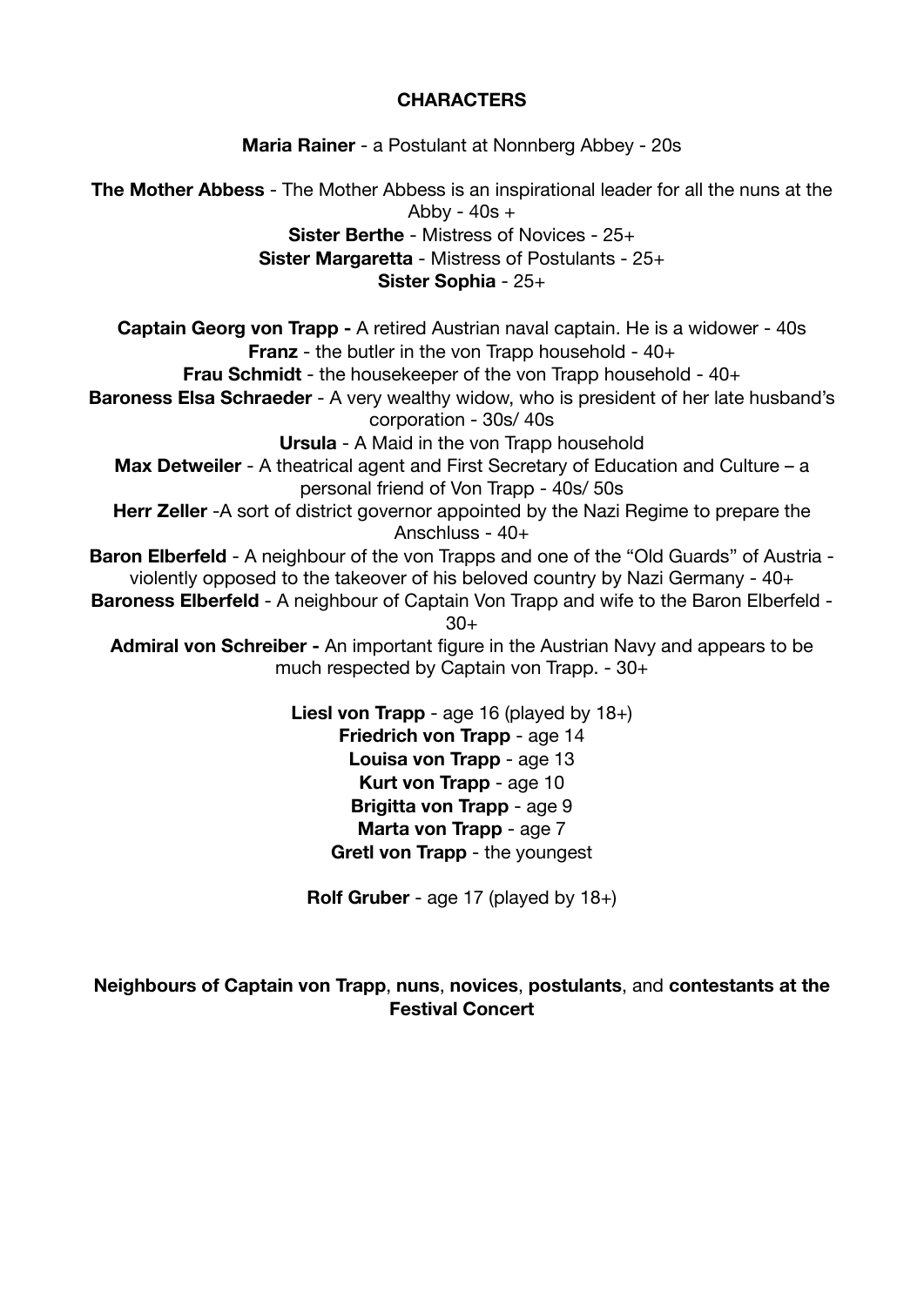**CHARACTERS**

**Maria Rainer** - a Postulant at Nonnberg Abbey - 20s

**The Mother Abbess** - The Mother Abbess is an inspirational leader for all the nuns at the Abby - 40s +

**Sister Berthe** - Mistress of Novices - 25+

**Sister Margaretta** - Mistress of Postulants - 25+

**Sister Sophia** - 25+

**Captain Georg von Trapp -** A retired Austrian naval captain. He is a widower - 40s

**Franz** - the butler in the von Trapp household - 40+

**Frau Schmidt** - the housekeeper of the von Trapp household - 40+

**Baroness Elsa Schraeder** - A very wealthy widow, who is president of her late husband's corporation - 30s/ 40s

**Ursula** - A Maid in the von Trapp household

**Max Detweiler** - A theatrical agent and First Secretary of Education and Culture – a personal friend of Von Trapp - 40s/ 50s

**Herr Zeller** -A sort of district governor appointed by the Nazi Regime to prepare the Anschluss - 40+

**Baron Elberfeld** - A neighbour of the von Trapps and one of the "Old Guards" of Austria - violently opposed to the takeover of his beloved country by Nazi Germany - 40+

**Baroness Elberfeld** - A neighbour of Captain Von Trapp and wife to the Baron Elberfeld - 30+

**Admiral von Schreiber -** An important figure in the Austrian Navy and appears to be much respected by Captain von Trapp. - 30+

**Liesl von Trapp** - age 16 (played by 18+)

**Friedrich von Trapp** - age 14

**Louisa von Trapp** - age 13

**Kurt von Trapp** - age 10

**Brigitta von Trapp** - age 9

**Marta von Trapp** - age 7

**Gretl von Trapp** - the youngest

**Rolf Gruber** - age 17 (played by 18+)

**Neighbours of Captain von Trapp**, **nuns**, **novices**, **postulants**, and **contestants at the Festival Concert**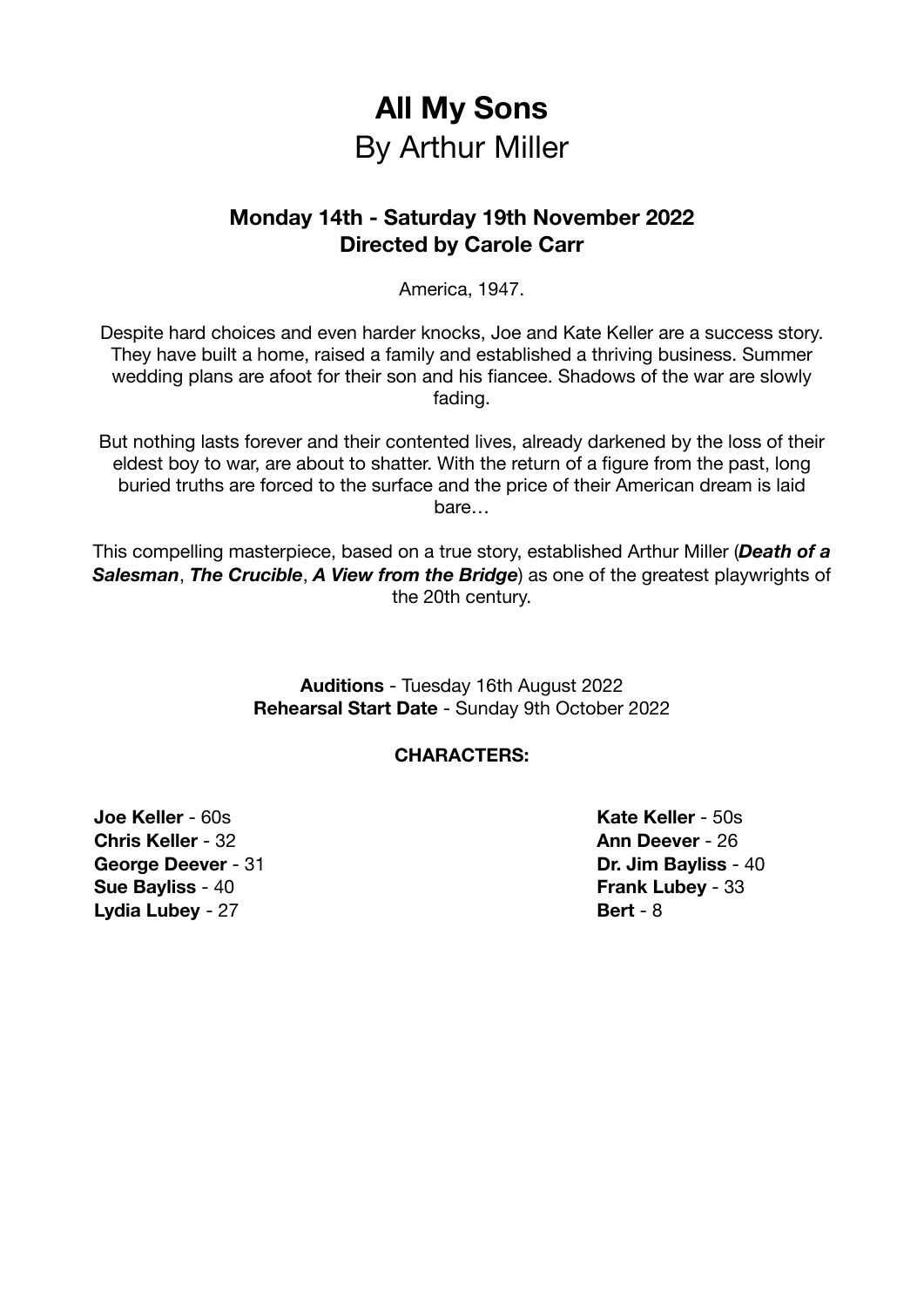# All My Sons

By Arthur Miller

### Monday 14th - Saturday 19th November 2022
### Directed by Carole Carr

America, 1947.

Despite hard choices and even harder knocks, Joe and Kate Keller are a success story. They have built a home, raised a family and established a thriving business. Summer wedding plans are afoot for their son and his fiancee. Shadows of the war are slowly fading.

But nothing lasts forever and their contented lives, already darkened by the loss of their eldest boy to war, are about to shatter. With the return of a figure from the past, long buried truths are forced to the surface and the price of their American dream is laid bare…

This compelling masterpiece, based on a true story, established Arthur Miller (***Death of a Salesman***, ***The Crucible***, ***A View from the Bridge***) as one of the greatest playwrights of the 20th century.

**Auditions** - Tuesday 16th August 2022
**Rehearsal Start Date** - Sunday 9th October 2022

**CHARACTERS:**

**Joe Keller** - 60s
**Chris Keller** - 32
**George Deever** - 31
**Sue Bayliss** - 40
**Lydia Lubey** - 27
**Kate Keller** - 50s
**Ann Deever** - 26
**Dr. Jim Bayliss** - 40
**Frank Lubey** - 33
**Bert** - 8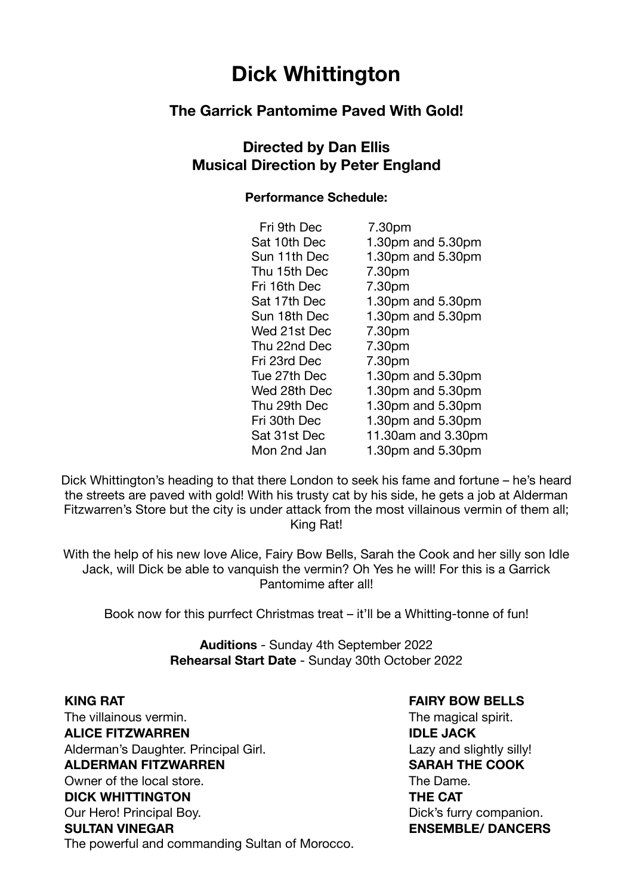# Dick Whittington

## The Garrick Pantomime Paved With Gold!

### Directed by Dan Ellis
### Musical Direction by Peter England

**Performance Schedule:**

| | |
|---|---|
| Fri 9th Dec | 7.30pm |
| Sat 10th Dec | 1.30pm and 5.30pm |
| Sun 11th Dec | 1.30pm and 5.30pm |
| Thu 15th Dec | 7.30pm |
| Fri 16th Dec | 7.30pm |
| Sat 17th Dec | 1.30pm and 5.30pm |
| Sun 18th Dec | 1.30pm and 5.30pm |
| Wed 21st Dec | 7.30pm |
| Thu 22nd Dec | 7.30pm |
| Fri 23rd Dec | 7.30pm |
| Tue 27th Dec | 1.30pm and 5.30pm |
| Wed 28th Dec | 1.30pm and 5.30pm |
| Thu 29th Dec | 1.30pm and 5.30pm |
| Fri 30th Dec | 1.30pm and 5.30pm |
| Sat 31st Dec | 11.30am and 3.30pm |
| Mon 2nd Jan | 1.30pm and 5.30pm |

Dick Whittington's heading to that there London to seek his fame and fortune – he's heard the streets are paved with gold! With his trusty cat by his side, he gets a job at Alderman Fitzwarren's Store but the city is under attack from the most villainous vermin of them all; King Rat!

With the help of his new love Alice, Fairy Bow Bells, Sarah the Cook and her silly son Idle Jack, will Dick be able to vanquish the vermin? Oh Yes he will! For this is a Garrick Pantomime after all!

Book now for this purrfect Christmas treat – it'll be a Whitting-tonne of fun!

**Auditions** - Sunday 4th September 2022
**Rehearsal Start Date** - Sunday 30th October 2022

**KING RAT**
The villainous vermin.

**ALICE FITZWARREN**
Alderman's Daughter. Principal Girl.

**ALDERMAN FITZWARREN**
Owner of the local store.

**DICK WHITTINGTON**
Our Hero! Principal Boy.

**SULTAN VINEGAR**
The powerful and commanding Sultan of Morocco.

**FAIRY BOW BELLS**
The magical spirit.

**IDLE JACK**
Lazy and slightly silly!

**SARAH THE COOK**
The Dame.

**THE CAT**
Dick's furry companion.

**ENSEMBLE/ DANCERS**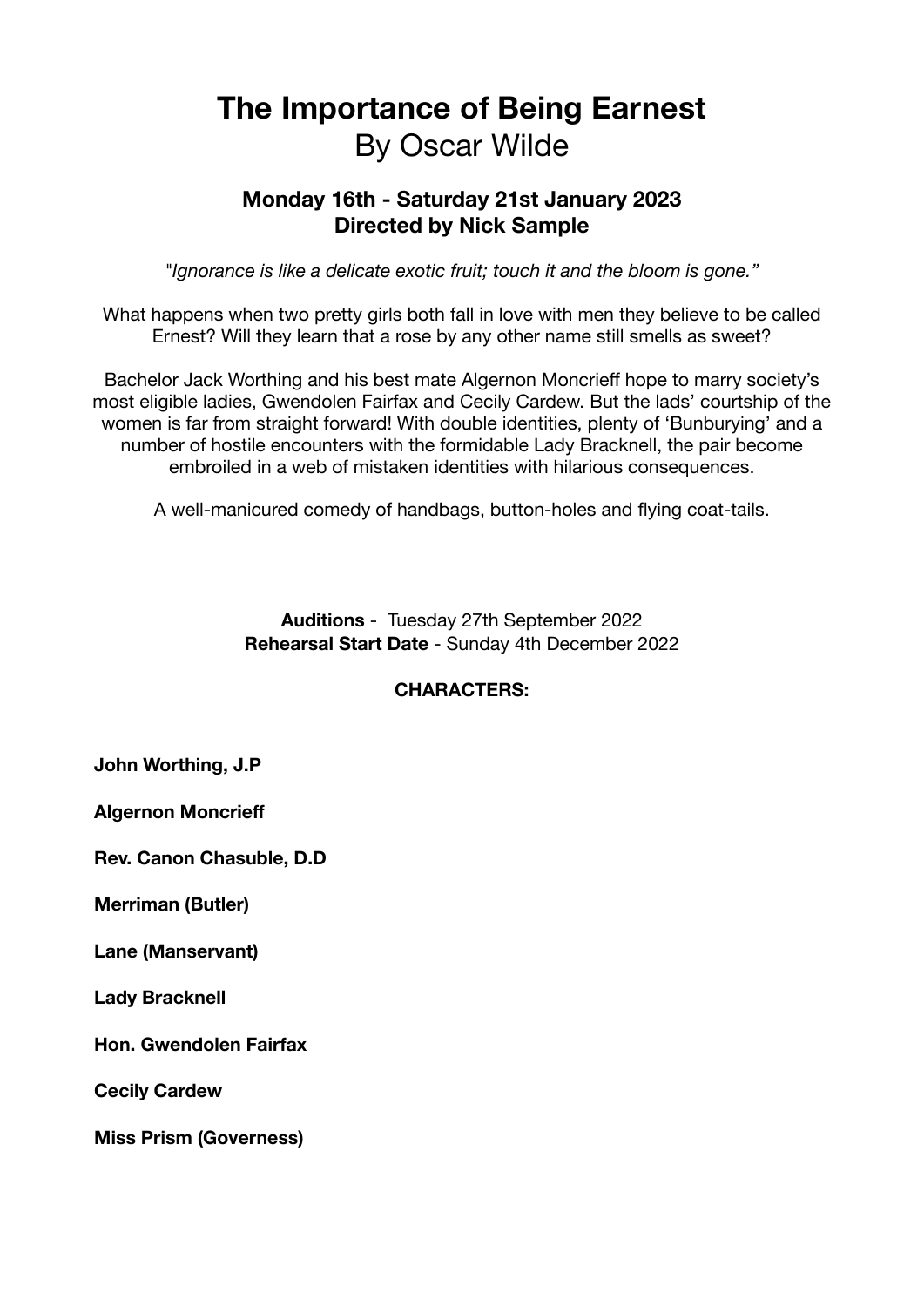# The Importance of Being Earnest

By Oscar Wilde

**Monday 16th - Saturday 21st January 2023**
**Directed by Nick Sample**

*"Ignorance is like a delicate exotic fruit; touch it and the bloom is gone."*

What happens when two pretty girls both fall in love with men they believe to be called Ernest? Will they learn that a rose by any other name still smells as sweet?

Bachelor Jack Worthing and his best mate Algernon Moncrieff hope to marry society's most eligible ladies, Gwendolen Fairfax and Cecily Cardew. But the lads' courtship of the women is far from straight forward! With double identities, plenty of 'Bunburying' and a number of hostile encounters with the formidable Lady Bracknell, the pair become embroiled in a web of mistaken identities with hilarious consequences.

A well-manicured comedy of handbags, button-holes and flying coat-tails.

**Auditions** - Tuesday 27th September 2022
**Rehearsal Start Date** - Sunday 4th December 2022

**CHARACTERS:**

**John Worthing, J.P**

**Algernon Moncrieff**

**Rev. Canon Chasuble, D.D**

**Merriman (Butler)**

**Lane (Manservant)**

**Lady Bracknell**

**Hon. Gwendolen Fairfax**

**Cecily Cardew**

**Miss Prism (Governess)**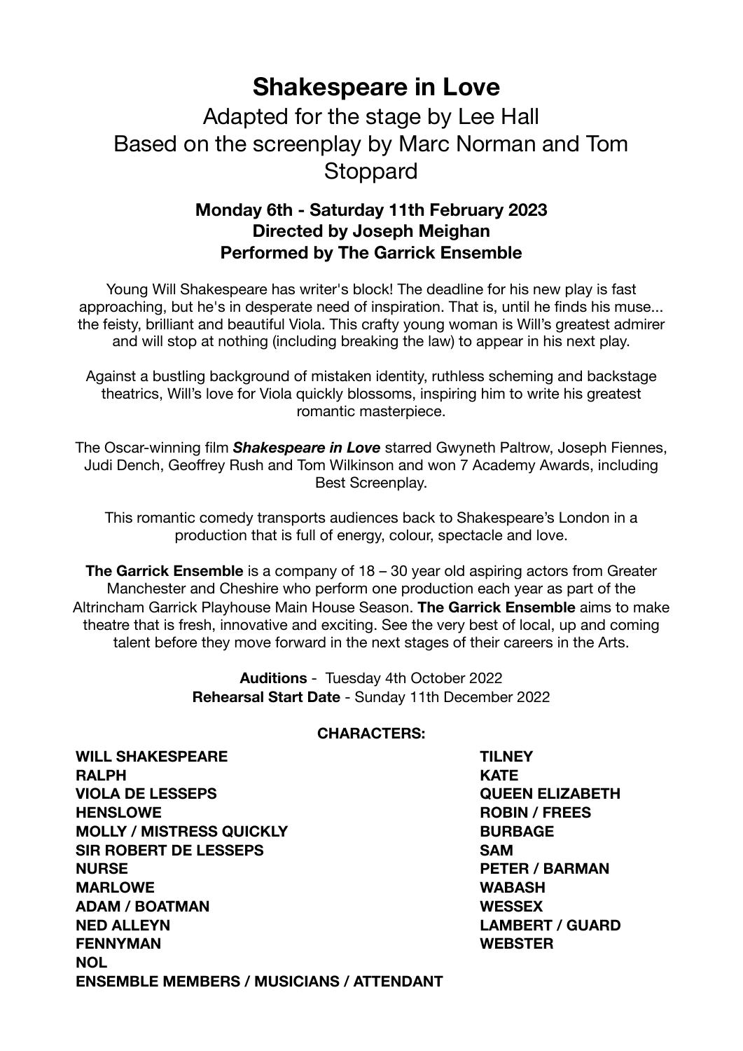# Shakespeare in Love

## Adapted for the stage by Lee Hall
## Based on the screenplay by Marc Norman and Tom Stoppard

**Monday 6th - Saturday 11th February 2023**
**Directed by Joseph Meighan**
**Performed by The Garrick Ensemble**

Young Will Shakespeare has writer's block! The deadline for his new play is fast approaching, but he's in desperate need of inspiration. That is, until he finds his muse... the feisty, brilliant and beautiful Viola. This crafty young woman is Will's greatest admirer and will stop at nothing (including breaking the law) to appear in his next play.

Against a bustling background of mistaken identity, ruthless scheming and backstage theatrics, Will's love for Viola quickly blossoms, inspiring him to write his greatest romantic masterpiece.

The Oscar-winning film ***Shakespeare in Love*** starred Gwyneth Paltrow, Joseph Fiennes, Judi Dench, Geoffrey Rush and Tom Wilkinson and won 7 Academy Awards, including Best Screenplay.

This romantic comedy transports audiences back to Shakespeare's London in a production that is full of energy, colour, spectacle and love.

**The Garrick Ensemble** is a company of 18 – 30 year old aspiring actors from Greater Manchester and Cheshire who perform one production each year as part of the Altrincham Garrick Playhouse Main House Season. **The Garrick Ensemble** aims to make theatre that is fresh, innovative and exciting. See the very best of local, up and coming talent before they move forward in the next stages of their careers in the Arts.

**Auditions** - Tuesday 4th October 2022
**Rehearsal Start Date** - Sunday 11th December 2022

**CHARACTERS:**

**WILL SHAKESPEARE**
**RALPH**
**VIOLA DE LESSEPS**
**HENSLOWE**
**MOLLY / MISTRESS QUICKLY**
**SIR ROBERT DE LESSEPS**
**NURSE**
**MARLOWE**
**ADAM / BOATMAN**
**NED ALLEYN**
**FENNYMAN**
**NOL**
**ENSEMBLE MEMBERS / MUSICIANS / ATTENDANT**
**TILNEY**
**KATE**
**QUEEN ELIZABETH**
**ROBIN / FREES**
**BURBAGE**
**SAM**
**PETER / BARMAN**
**WABASH**
**WESSEX**
**LAMBERT / GUARD**
**WEBSTER**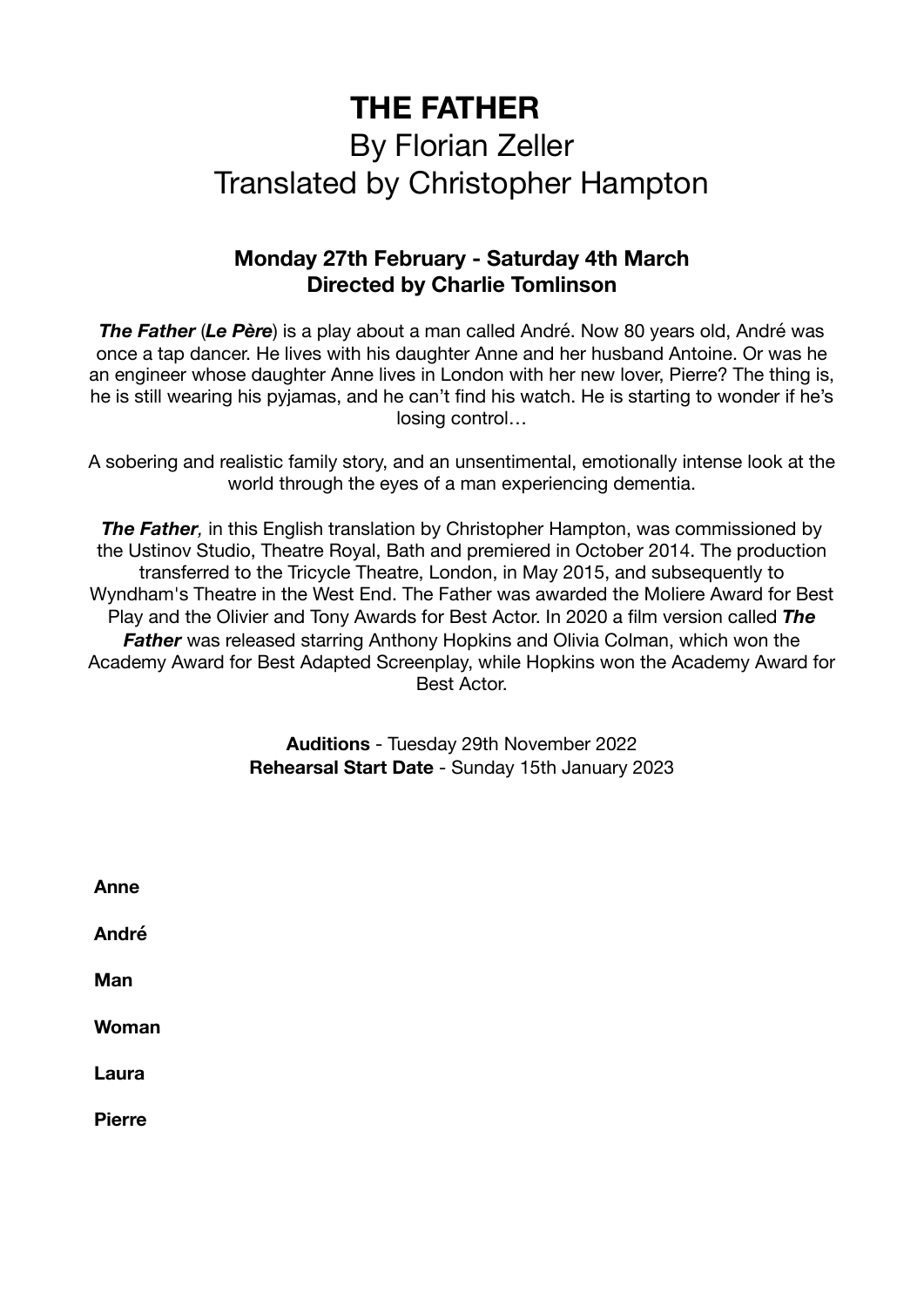# THE FATHER

## By Florian Zeller
## Translated by Christopher Hampton

**Monday 27th February - Saturday 4th March**
**Directed by Charlie Tomlinson**

***The Father*** (***Le Père***) is a play about a man called André. Now 80 years old, André was once a tap dancer. He lives with his daughter Anne and her husband Antoine. Or was he an engineer whose daughter Anne lives in London with her new lover, Pierre? The thing is, he is still wearing his pyjamas, and he can't find his watch. He is starting to wonder if he's losing control…

A sobering and realistic family story, and an unsentimental, emotionally intense look at the world through the eyes of a man experiencing dementia.

***The Father,*** in this English translation by Christopher Hampton, was commissioned by the Ustinov Studio, Theatre Royal, Bath and premiered in October 2014. The production transferred to the Tricycle Theatre, London, in May 2015, and subsequently to Wyndham's Theatre in the West End. The Father was awarded the Moliere Award for Best Play and the Olivier and Tony Awards for Best Actor. In 2020 a film version called ***The Father*** was released starring Anthony Hopkins and Olivia Colman, which won the Academy Award for Best Adapted Screenplay, while Hopkins won the Academy Award for Best Actor.

**Auditions** - Tuesday 29th November 2022
**Rehearsal Start Date** - Sunday 15th January 2023

**Anne**

**André**

**Man**

**Woman**

**Laura**

**Pierre**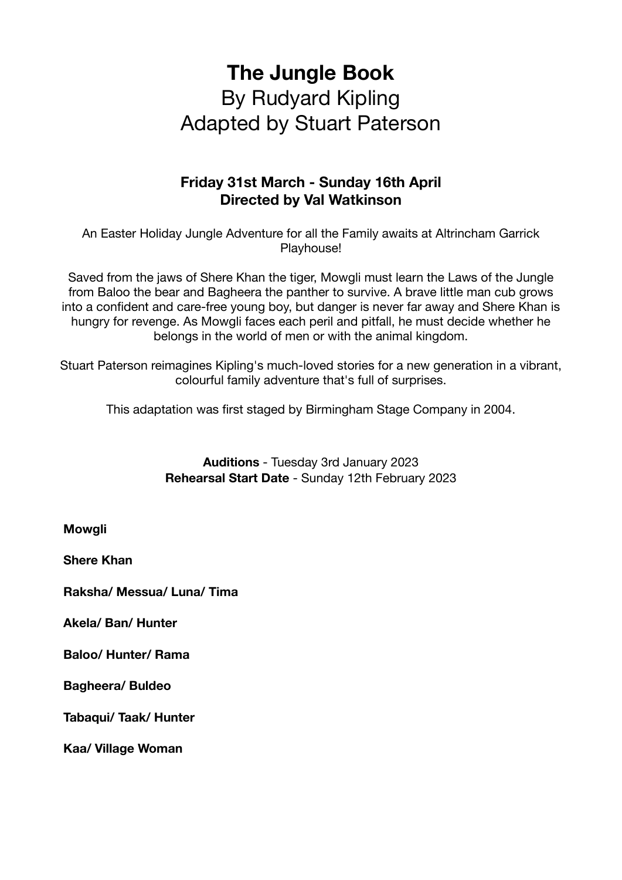# The Jungle Book

By Rudyard Kipling

Adapted by Stuart Paterson

**Friday 31st March - Sunday 16th April**
**Directed by Val Watkinson**

An Easter Holiday Jungle Adventure for all the Family awaits at Altrincham Garrick Playhouse!

Saved from the jaws of Shere Khan the tiger, Mowgli must learn the Laws of the Jungle from Baloo the bear and Bagheera the panther to survive. A brave little man cub grows into a confident and care-free young boy, but danger is never far away and Shere Khan is hungry for revenge. As Mowgli faces each peril and pitfall, he must decide whether he belongs in the world of men or with the animal kingdom.

Stuart Paterson reimagines Kipling's much-loved stories for a new generation in a vibrant, colourful family adventure that's full of surprises.

This adaptation was first staged by Birmingham Stage Company in 2004.

**Auditions** - Tuesday 3rd January 2023
**Rehearsal Start Date** - Sunday 12th February 2023

**Mowgli**

**Shere Khan**

**Raksha/ Messua/ Luna/ Tima**

**Akela/ Ban/ Hunter**

**Baloo/ Hunter/ Rama**

**Bagheera/ Buldeo**

**Tabaqui/ Taak/ Hunter**

**Kaa/ Village Woman**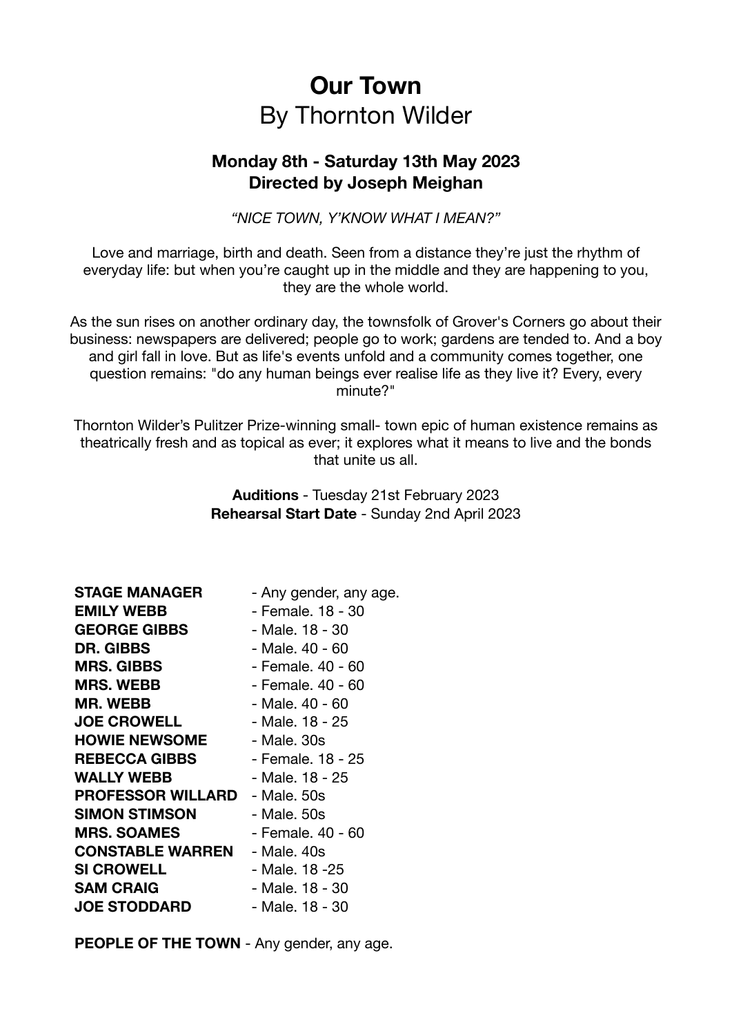# Our Town
By Thornton Wilder

### Monday 8th - Saturday 13th May 2023
### Directed by Joseph Meighan

*"NICE TOWN, Y'KNOW WHAT I MEAN?"*

Love and marriage, birth and death. Seen from a distance they're just the rhythm of everyday life: but when you're caught up in the middle and they are happening to you, they are the whole world.

As the sun rises on another ordinary day, the townsfolk of Grover's Corners go about their business: newspapers are delivered; people go to work; gardens are tended to. And a boy and girl fall in love. But as life's events unfold and a community comes together, one question remains: "do any human beings ever realise life as they live it? Every, every minute?"

Thornton Wilder's Pulitzer Prize-winning small- town epic of human existence remains as theatrically fresh and as topical as ever; it explores what it means to live and the bonds that unite us all.

**Auditions** - Tuesday 21st February 2023
**Rehearsal Start Date** - Sunday 2nd April 2023

| | |
|---|---|
| **STAGE MANAGER** | - Any gender, any age. |
| **EMILY WEBB** | - Female. 18 - 30 |
| **GEORGE GIBBS** | - Male. 18 - 30 |
| **DR. GIBBS** | - Male. 40 - 60 |
| **MRS. GIBBS** | - Female. 40 - 60 |
| **MRS. WEBB** | - Female. 40 - 60 |
| **MR. WEBB** | - Male. 40 - 60 |
| **JOE CROWELL** | - Male. 18 - 25 |
| **HOWIE NEWSOME** | - Male. 30s |
| **REBECCA GIBBS** | - Female. 18 - 25 |
| **WALLY WEBB** | - Male. 18 - 25 |
| **PROFESSOR WILLARD** | - Male. 50s |
| **SIMON STIMSON** | - Male. 50s |
| **MRS. SOAMES** | - Female. 40 - 60 |
| **CONSTABLE WARREN** | - Male. 40s |
| **SI CROWELL** | - Male. 18 -25 |
| **SAM CRAIG** | - Male. 18 - 30 |
| **JOE STODDARD** | - Male. 18 - 30 |

**PEOPLE OF THE TOWN** - Any gender, any age.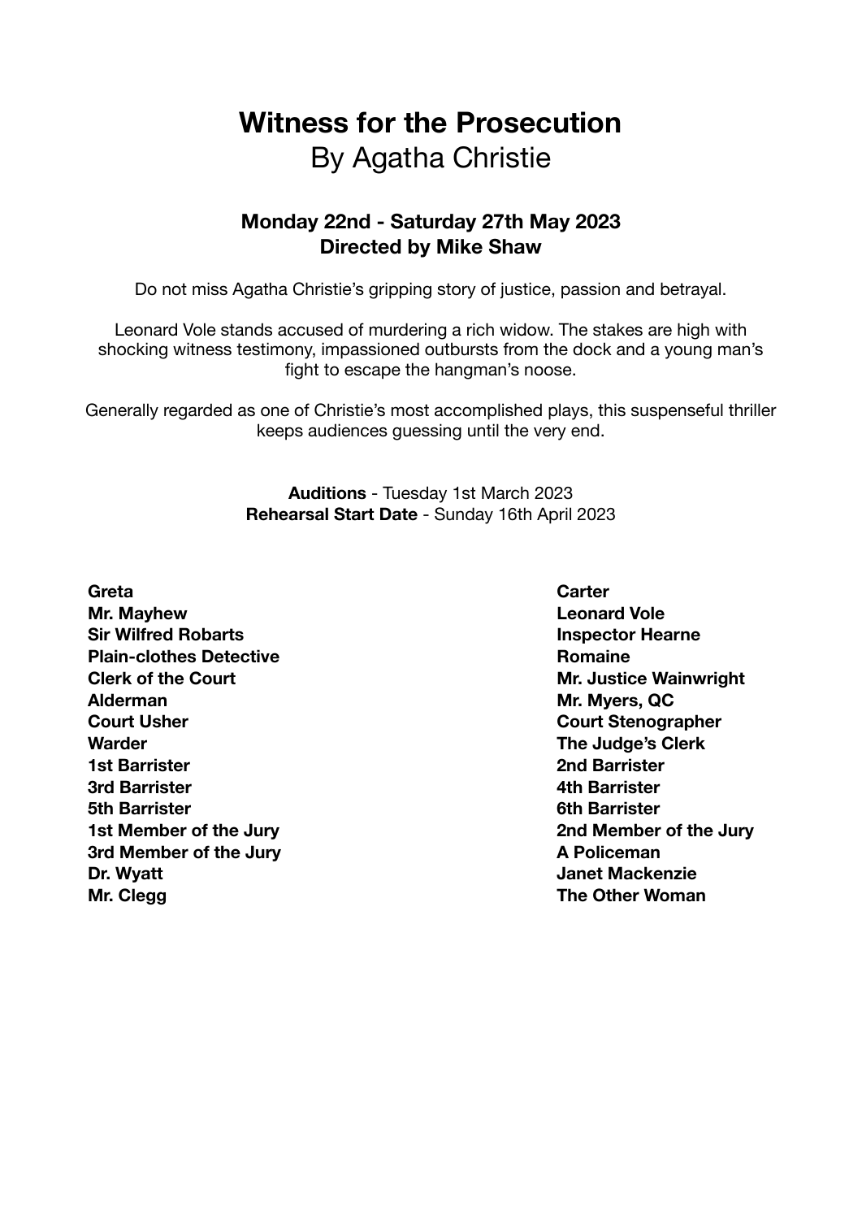# Witness for the Prosecution

By Agatha Christie

**Monday 22nd - Saturday 27th May 2023**
**Directed by Mike Shaw**

Do not miss Agatha Christie's gripping story of justice, passion and betrayal.

Leonard Vole stands accused of murdering a rich widow. The stakes are high with shocking witness testimony, impassioned outbursts from the dock and a young man's fight to escape the hangman's noose.

Generally regarded as one of Christie's most accomplished plays, this suspenseful thriller keeps audiences guessing until the very end.

**Auditions** - Tuesday 1st March 2023
**Rehearsal Start Date** - Sunday 16th April 2023

**Greta**
**Mr. Mayhew**
**Sir Wilfred Robarts**
**Plain-clothes Detective**
**Clerk of the Court**
**Alderman**
**Court Usher**
**Warder**
**1st Barrister**
**3rd Barrister**
**5th Barrister**
**1st Member of the Jury**
**3rd Member of the Jury**
**Dr. Wyatt**
**Mr. Clegg**
**Carter**
**Leonard Vole**
**Inspector Hearne**
**Romaine**
**Mr. Justice Wainwright**
**Mr. Myers, QC**
**Court Stenographer**
**The Judge's Clerk**
**2nd Barrister**
**4th Barrister**
**6th Barrister**
**2nd Member of the Jury**
**A Policeman**
**Janet Mackenzie**
**The Other Woman**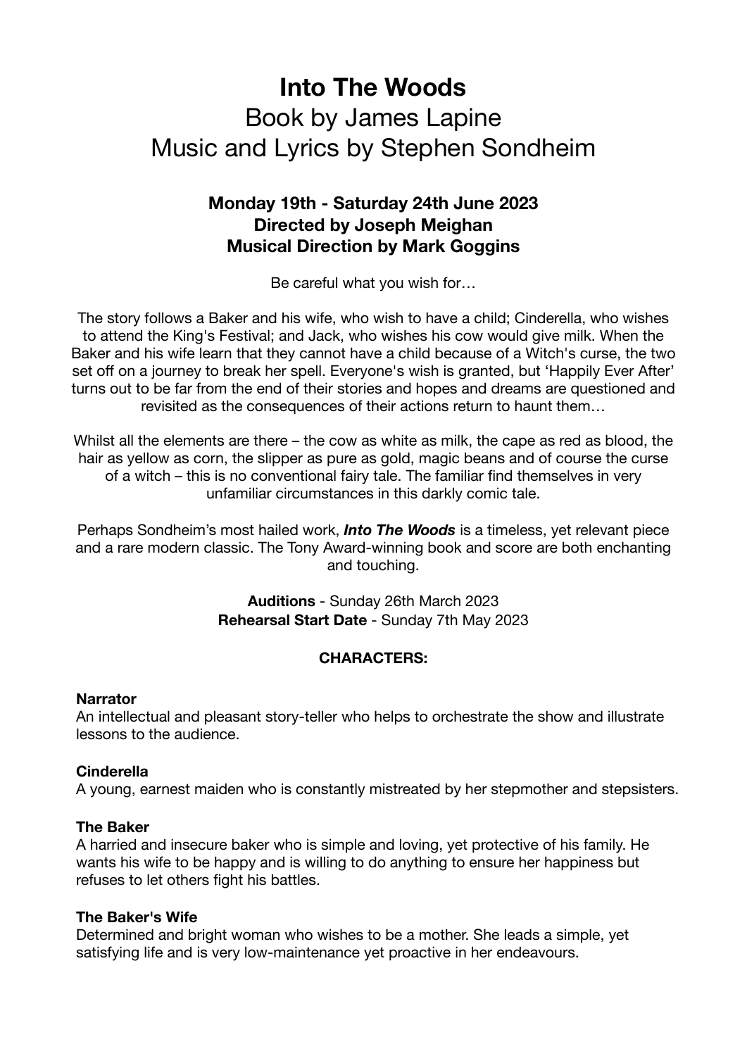# Into The Woods

## Book by James Lapine
## Music and Lyrics by Stephen Sondheim

**Monday 19th - Saturday 24th June 2023**
**Directed by Joseph Meighan**
**Musical Direction by Mark Goggins**

Be careful what you wish for…

The story follows a Baker and his wife, who wish to have a child; Cinderella, who wishes to attend the King's Festival; and Jack, who wishes his cow would give milk. When the Baker and his wife learn that they cannot have a child because of a Witch's curse, the two set off on a journey to break her spell. Everyone's wish is granted, but 'Happily Ever After' turns out to be far from the end of their stories and hopes and dreams are questioned and revisited as the consequences of their actions return to haunt them…

Whilst all the elements are there – the cow as white as milk, the cape as red as blood, the hair as yellow as corn, the slipper as pure as gold, magic beans and of course the curse of a witch – this is no conventional fairy tale. The familiar find themselves in very unfamiliar circumstances in this darkly comic tale.

Perhaps Sondheim's most hailed work, ***Into The Woods*** is a timeless, yet relevant piece and a rare modern classic. The Tony Award-winning book and score are both enchanting and touching.

**Auditions** - Sunday 26th March 2023
**Rehearsal Start Date** - Sunday 7th May 2023

**CHARACTERS:**

**Narrator**
An intellectual and pleasant story-teller who helps to orchestrate the show and illustrate lessons to the audience.

**Cinderella**
A young, earnest maiden who is constantly mistreated by her stepmother and stepsisters.

**The Baker**
A harried and insecure baker who is simple and loving, yet protective of his family. He wants his wife to be happy and is willing to do anything to ensure her happiness but refuses to let others fight his battles.

**The Baker's Wife**
Determined and bright woman who wishes to be a mother. She leads a simple, yet satisfying life and is very low-maintenance yet proactive in her endeavours.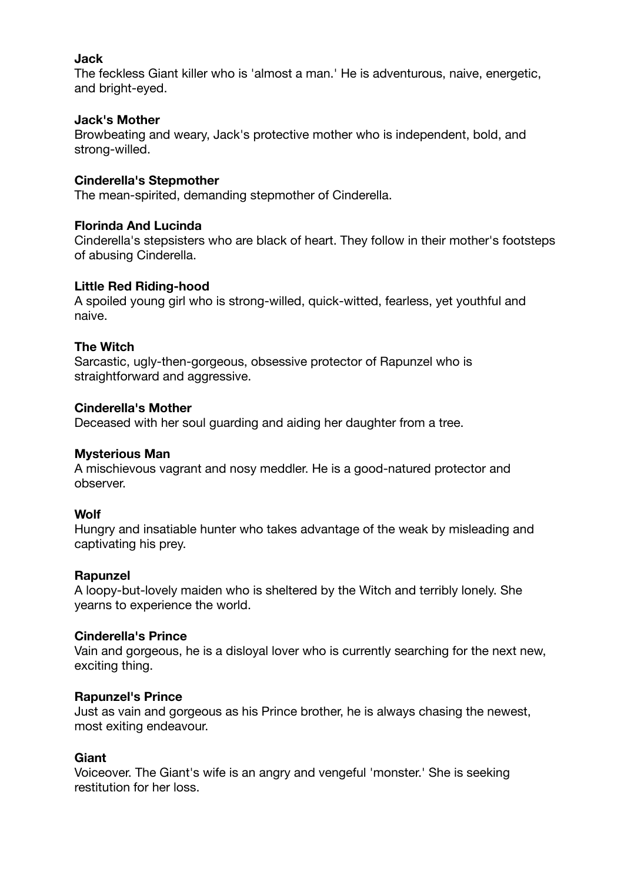**Jack**

The feckless Giant killer who is 'almost a man.' He is adventurous, naive, energetic, and bright-eyed.

**Jack's Mother**

Browbeating and weary, Jack's protective mother who is independent, bold, and strong-willed.

**Cinderella's Stepmother**

The mean-spirited, demanding stepmother of Cinderella.

**Florinda And Lucinda**

Cinderella's stepsisters who are black of heart. They follow in their mother's footsteps of abusing Cinderella.

**Little Red Riding-hood**

A spoiled young girl who is strong-willed, quick-witted, fearless, yet youthful and naive.

**The Witch**

Sarcastic, ugly-then-gorgeous, obsessive protector of Rapunzel who is straightforward and aggressive.

**Cinderella's Mother**

Deceased with her soul guarding and aiding her daughter from a tree.

**Mysterious Man**

A mischievous vagrant and nosy meddler. He is a good-natured protector and observer.

**Wolf**

Hungry and insatiable hunter who takes advantage of the weak by misleading and captivating his prey.

**Rapunzel**

A loopy-but-lovely maiden who is sheltered by the Witch and terribly lonely. She yearns to experience the world.

**Cinderella's Prince**

Vain and gorgeous, he is a disloyal lover who is currently searching for the next new, exciting thing.

**Rapunzel's Prince**

Just as vain and gorgeous as his Prince brother, he is always chasing the newest, most exiting endeavour.

**Giant**

Voiceover. The Giant's wife is an angry and vengeful 'monster.' She is seeking restitution for her loss.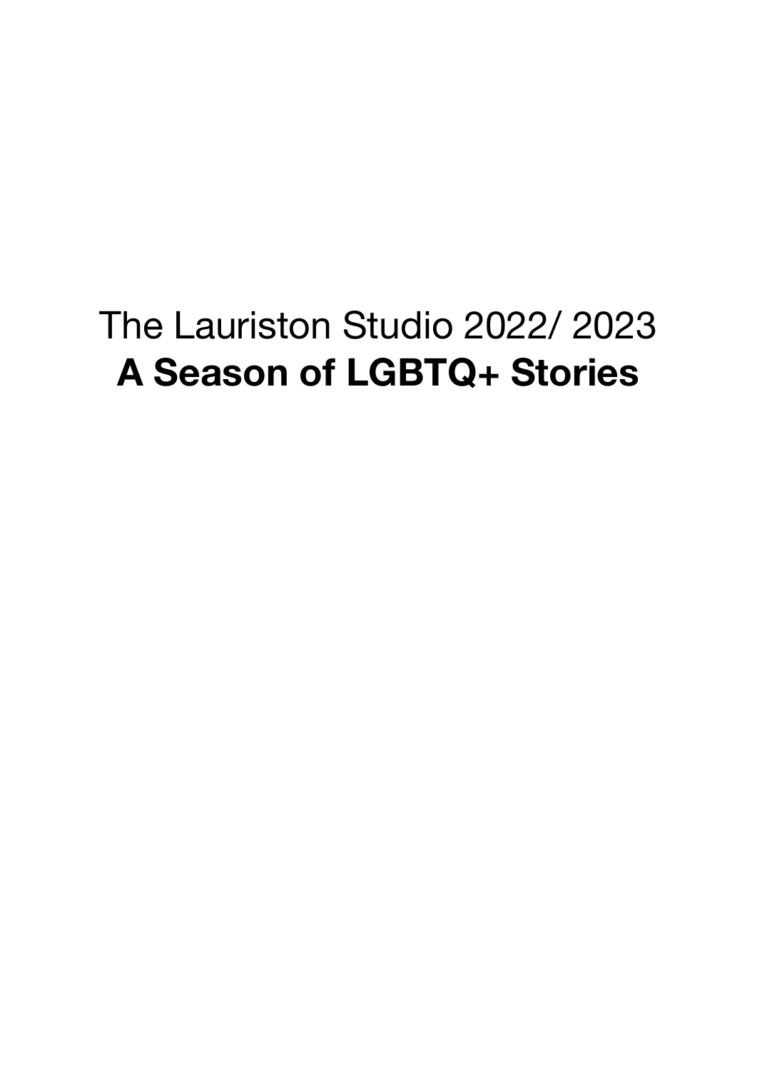The Lauriston Studio 2022/ 2023

**A Season of LGBTQ+ Stories**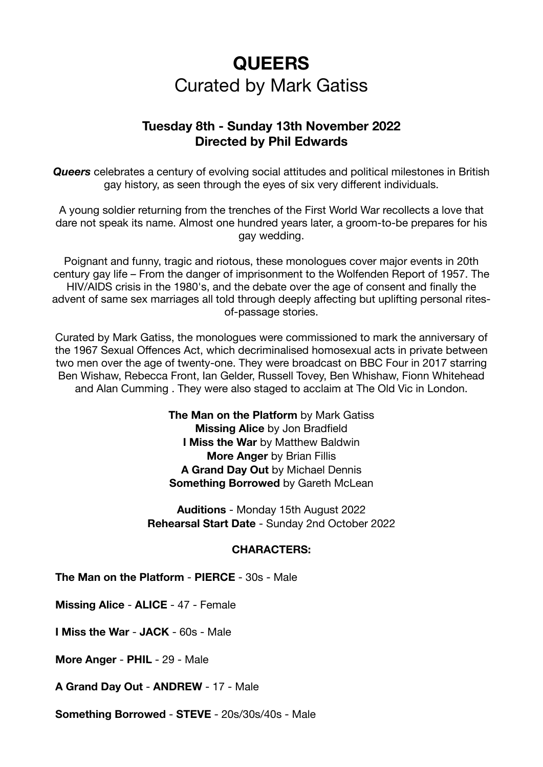# QUEERS

## Curated by Mark Gatiss

### Tuesday 8th - Sunday 13th November 2022
### Directed by Phil Edwards

***Queers*** celebrates a century of evolving social attitudes and political milestones in British gay history, as seen through the eyes of six very different individuals.

A young soldier returning from the trenches of the First World War recollects a love that dare not speak its name. Almost one hundred years later, a groom-to-be prepares for his gay wedding.

Poignant and funny, tragic and riotous, these monologues cover major events in 20th century gay life – From the danger of imprisonment to the Wolfenden Report of 1957. The HIV/AIDS crisis in the 1980's, and the debate over the age of consent and finally the advent of same sex marriages all told through deeply affecting but uplifting personal rites-of-passage stories.

Curated by Mark Gatiss, the monologues were commissioned to mark the anniversary of the 1967 Sexual Offences Act, which decriminalised homosexual acts in private between two men over the age of twenty-one. They were broadcast on BBC Four in 2017 starring Ben Wishaw, Rebecca Front, Ian Gelder, Russell Tovey, Ben Whishaw, Fionn Whitehead and Alan Cumming . They were also staged to acclaim at The Old Vic in London.

**The Man on the Platform** by Mark Gatiss
**Missing Alice** by Jon Bradfield
**I Miss the War** by Matthew Baldwin
**More Anger** by Brian Fillis
**A Grand Day Out** by Michael Dennis
**Something Borrowed** by Gareth McLean

**Auditions** - Monday 15th August 2022
**Rehearsal Start Date** - Sunday 2nd October 2022

**CHARACTERS:**

**The Man on the Platform** - **PIERCE** - 30s - Male

**Missing Alice** - **ALICE** - 47 - Female

**I Miss the War** - **JACK** - 60s - Male

**More Anger** - **PHIL** - 29 - Male

**A Grand Day Out** - **ANDREW** - 17 - Male

**Something Borrowed** - **STEVE** - 20s/30s/40s - Male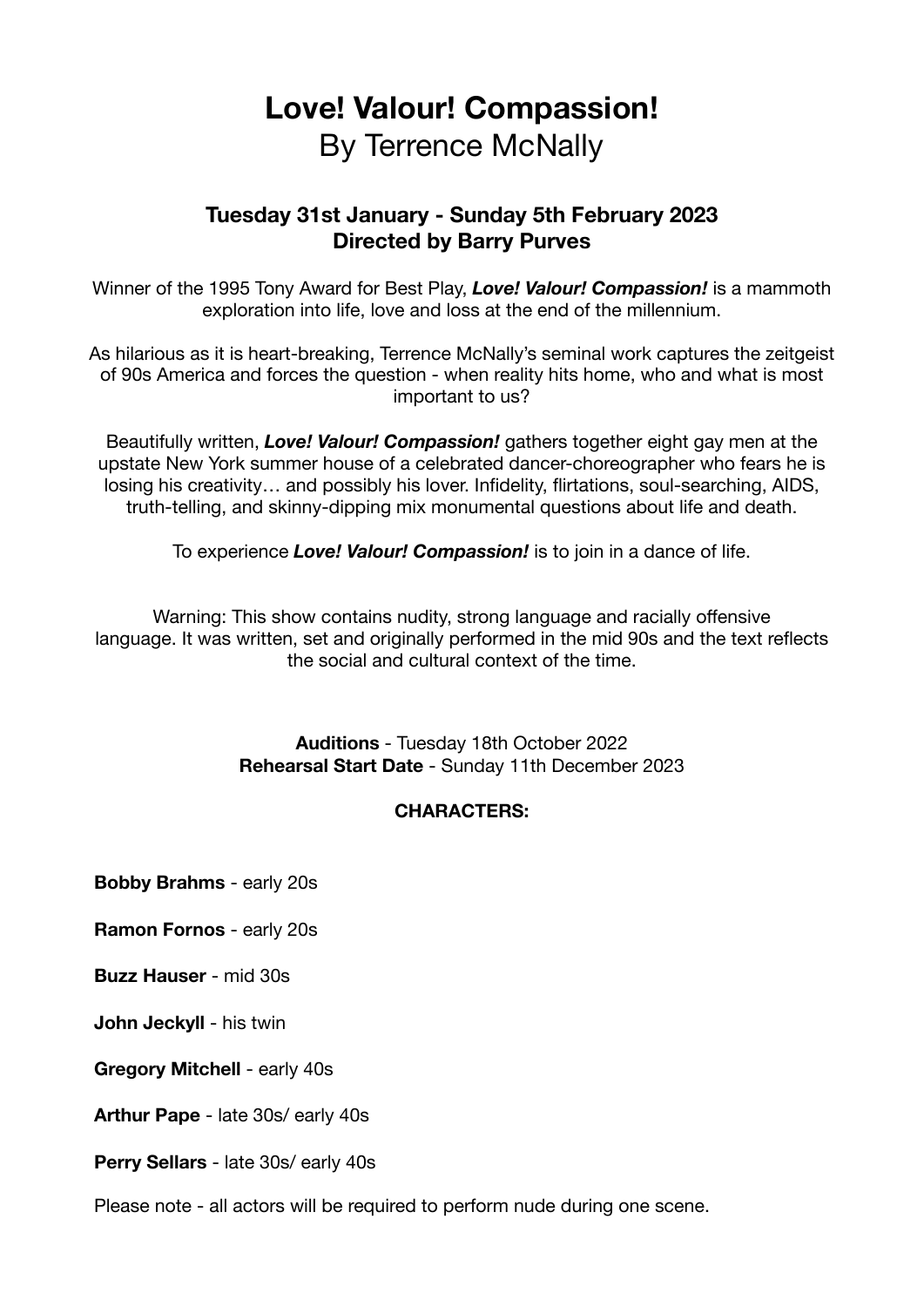# **Love! Valour! Compassion!**
## By Terrence McNally

### Tuesday 31st January - Sunday 5th February 2023
### Directed by Barry Purves

Winner of the 1995 Tony Award for Best Play, ***Love! Valour! Compassion!*** is a mammoth exploration into life, love and loss at the end of the millennium.

As hilarious as it is heart-breaking, Terrence McNally's seminal work captures the zeitgeist of 90s America and forces the question - when reality hits home, who and what is most important to us?

Beautifully written, ***Love! Valour! Compassion!*** gathers together eight gay men at the upstate New York summer house of a celebrated dancer-choreographer who fears he is losing his creativity… and possibly his lover. Infidelity, flirtations, soul-searching, AIDS, truth-telling, and skinny-dipping mix monumental questions about life and death.

To experience ***Love! Valour! Compassion!*** is to join in a dance of life.

Warning: This show contains nudity, strong language and racially offensive language. It was written, set and originally performed in the mid 90s and the text reflects the social and cultural context of the time.

**Auditions** - Tuesday 18th October 2022
**Rehearsal Start Date** - Sunday 11th December 2023

**CHARACTERS:**

**Bobby Brahms** - early 20s

**Ramon Fornos** - early 20s

**Buzz Hauser** - mid 30s

**John Jeckyll** - his twin

**Gregory Mitchell** - early 40s

**Arthur Pape** - late 30s/ early 40s

**Perry Sellars** - late 30s/ early 40s

Please note - all actors will be required to perform nude during one scene.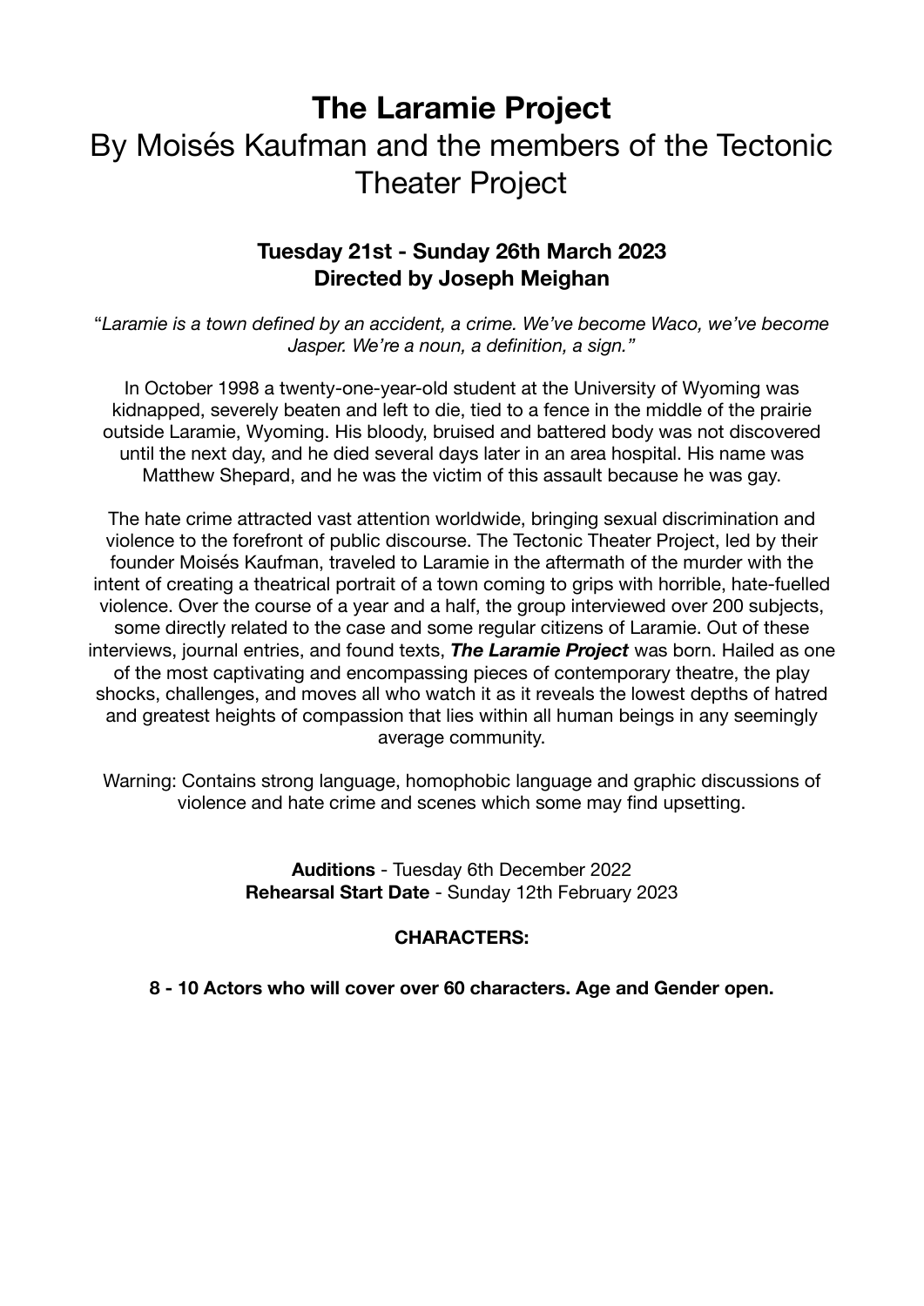# The Laramie Project

## By Moisés Kaufman and the members of the Tectonic Theater Project

### Tuesday 21st - Sunday 26th March 2023
### Directed by Joseph Meighan

"*Laramie is a town defined by an accident, a crime. We've become Waco, we've become Jasper. We're a noun, a definition, a sign.*"

In October 1998 a twenty-one-year-old student at the University of Wyoming was kidnapped, severely beaten and left to die, tied to a fence in the middle of the prairie outside Laramie, Wyoming. His bloody, bruised and battered body was not discovered until the next day, and he died several days later in an area hospital. His name was Matthew Shepard, and he was the victim of this assault because he was gay.

The hate crime attracted vast attention worldwide, bringing sexual discrimination and violence to the forefront of public discourse. The Tectonic Theater Project, led by their founder Moisés Kaufman, traveled to Laramie in the aftermath of the murder with the intent of creating a theatrical portrait of a town coming to grips with horrible, hate-fuelled violence. Over the course of a year and a half, the group interviewed over 200 subjects, some directly related to the case and some regular citizens of Laramie. Out of these interviews, journal entries, and found texts, ***The Laramie Project*** was born. Hailed as one of the most captivating and encompassing pieces of contemporary theatre, the play shocks, challenges, and moves all who watch it as it reveals the lowest depths of hatred and greatest heights of compassion that lies within all human beings in any seemingly average community.

Warning: Contains strong language, homophobic language and graphic discussions of violence and hate crime and scenes which some may find upsetting.

**Auditions** - Tuesday 6th December 2022
**Rehearsal Start Date** - Sunday 12th February 2023

**CHARACTERS:**

**8 - 10 Actors who will cover over 60 characters. Age and Gender open.**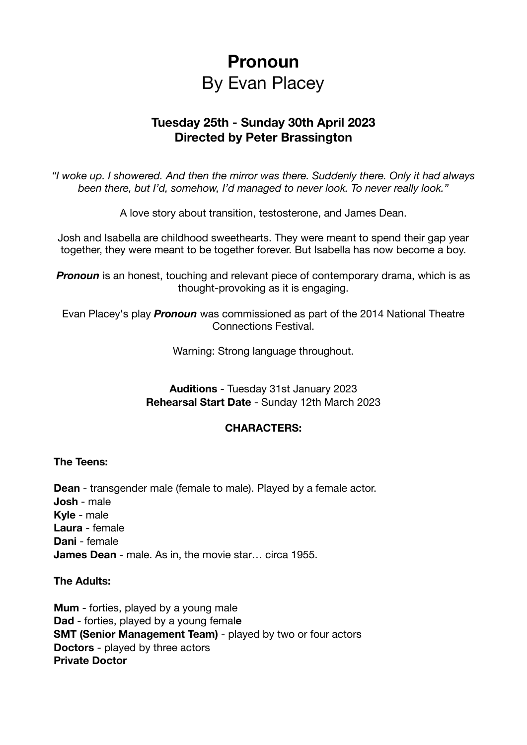# **Pronoun**
## By Evan Placey

### Tuesday 25th - Sunday 30th April 2023
### Directed by Peter Brassington

*"I woke up. I showered. And then the mirror was there. Suddenly there. Only it had always been there, but I'd, somehow, I'd managed to never look. To never really look."*

A love story about transition, testosterone, and James Dean.

Josh and Isabella are childhood sweethearts. They were meant to spend their gap year together, they were meant to be together forever. But Isabella has now become a boy.

***Pronoun*** is an honest, touching and relevant piece of contemporary drama, which is as thought-provoking as it is engaging.

Evan Placey's play ***Pronoun*** was commissioned as part of the 2014 National Theatre Connections Festival.

Warning: Strong language throughout.

**Auditions** - Tuesday 31st January 2023
**Rehearsal Start Date** - Sunday 12th March 2023

### CHARACTERS:

**The Teens:**

**Dean** - transgender male (female to male). Played by a female actor.
**Josh** - male
**Kyle** - male
**Laura** - female
**Dani** - female
**James Dean** - male. As in, the movie star… circa 1955.

**The Adults:**

**Mum** - forties, played by a young male
**Dad** - forties, played by a young female
**SMT (Senior Management Team)** - played by two or four actors
**Doctors** - played by three actors
**Private Doctor**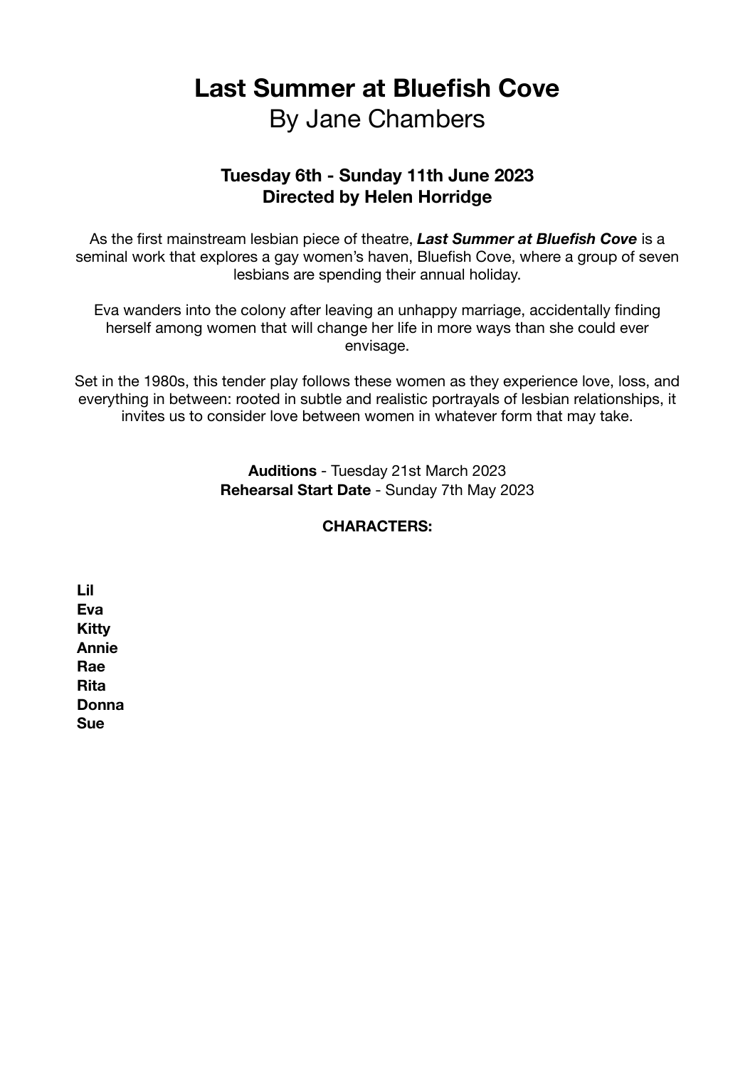# Last Summer at Bluefish Cove

By Jane Chambers

**Tuesday 6th - Sunday 11th June 2023**
**Directed by Helen Horridge**

As the first mainstream lesbian piece of theatre, ***Last Summer at Bluefish Cove*** is a seminal work that explores a gay women's haven, Bluefish Cove, where a group of seven lesbians are spending their annual holiday.

Eva wanders into the colony after leaving an unhappy marriage, accidentally finding herself among women that will change her life in more ways than she could ever envisage.

Set in the 1980s, this tender play follows these women as they experience love, loss, and everything in between: rooted in subtle and realistic portrayals of lesbian relationships, it invites us to consider love between women in whatever form that may take.

**Auditions** - Tuesday 21st March 2023
**Rehearsal Start Date** - Sunday 7th May 2023

**CHARACTERS:**

**Lil**
**Eva**
**Kitty**
**Annie**
**Rae**
**Rita**
**Donna**
**Sue**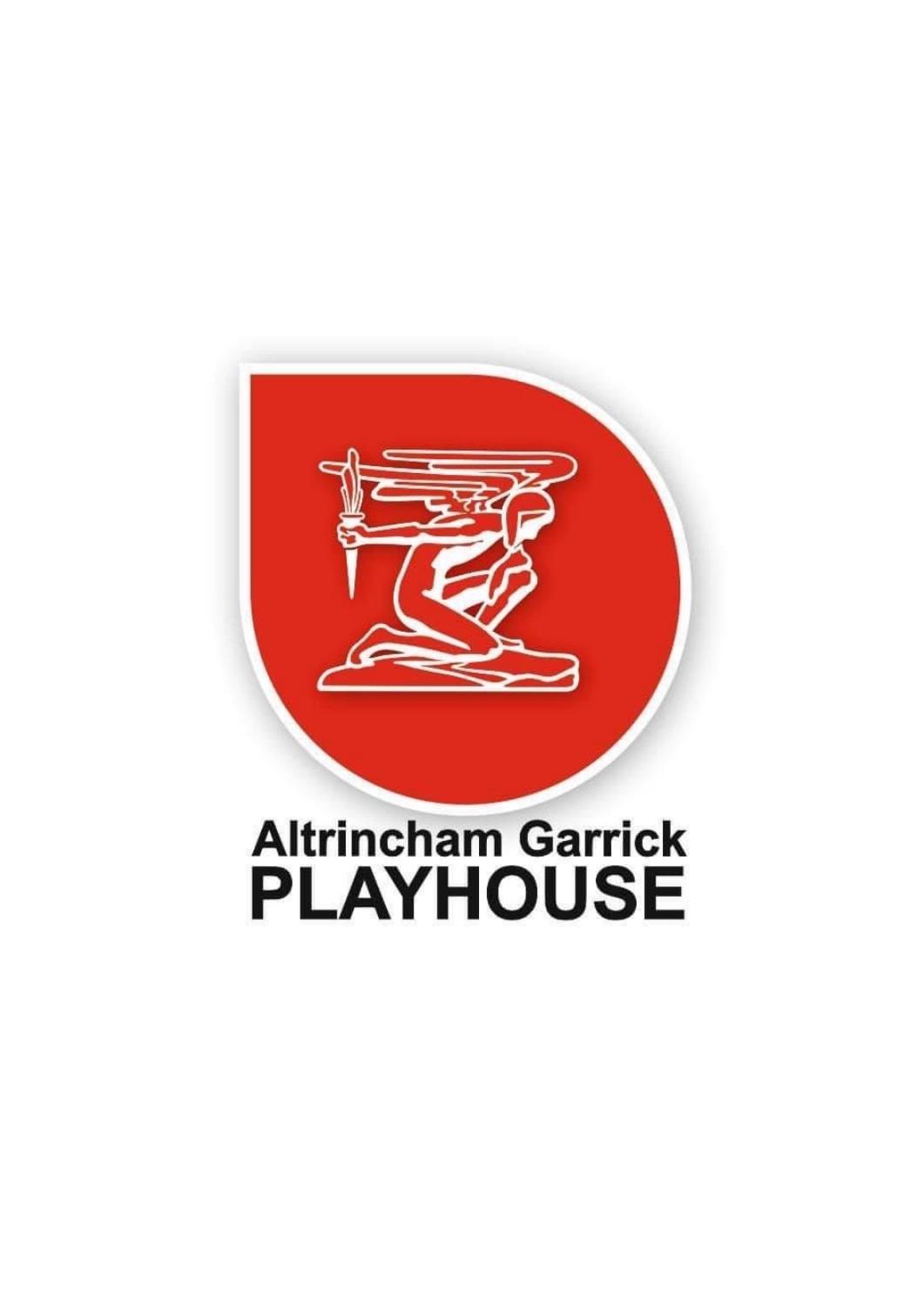Altrincham Garrick
PLAYHOUSE